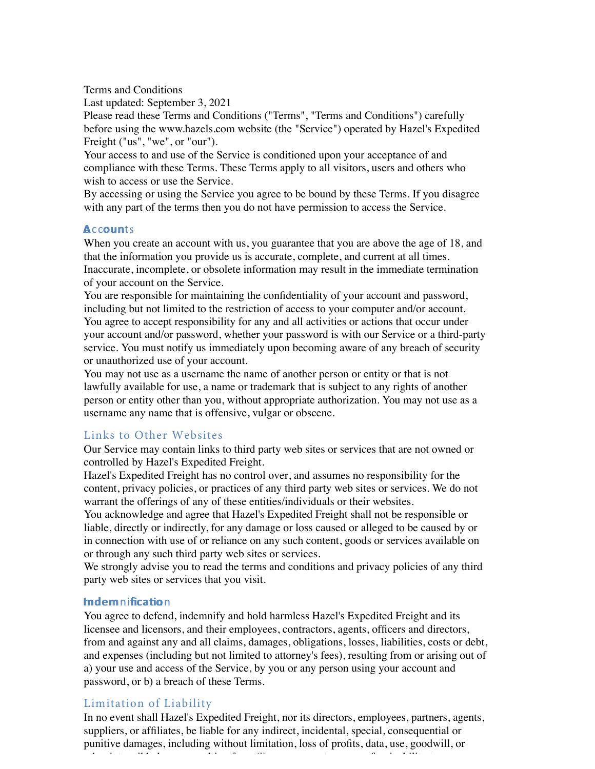Terms and Conditions

Last updated: September 3, 2021

Please read these Terms and Conditions ("Terms", "Terms and Conditions") carefully before using the www.hazels.com website (the "Service") operated by Hazel's Expedited Freight ("us", "we", or "our").

Your access to and use of the Service is conditioned upon your acceptance of and compliance with these Terms. These Terms apply to all visitors, users and others who wish to access or use the Service.

By accessing or using the Service you agree to be bound by these Terms. If you disagree with any part of the terms then you do not have permission to access the Service.

## Accounts

When you create an account with us, you guarantee that you are above the age of 18, and that the information you provide us is accurate, complete, and current at all times. Inaccurate, incomplete, or obsolete information may result in the immediate termination of your account on the Service.

You are responsible for maintaining the confidentiality of your account and password, including but not limited to the restriction of access to your computer and/or account. You agree to accept responsibility for any and all activities or actions that occur under your account and/or password, whether your password is with our Service or a third-party service. You must notify us immediately upon becoming aware of any breach of security or unauthorized use of your account.

You may not use as a username the name of another person or entity or that is not lawfully available for use, a name or trademark that is subject to any rights of another person or entity other than you, without appropriate authorization. You may not use as a username any name that is offensive, vulgar or obscene.

## Links to Other Websites

Our Service may contain links to third party web sites or services that are not owned or controlled by Hazel's Expedited Freight.

Hazel's Expedited Freight has no control over, and assumes no responsibility for the content, privacy policies, or practices of any third party web sites or services. We do not warrant the offerings of any of these entities/individuals or their websites.

You acknowledge and agree that Hazel's Expedited Freight shall not be responsible or liable, directly or indirectly, for any damage or loss caused or alleged to be caused by or in connection with use of or reliance on any such content, goods or services available on or through any such third party web sites or services.

We strongly advise you to read the terms and conditions and privacy policies of any third party web sites or services that you visit.

## Indemnification

You agree to defend, indemnify and hold harmless Hazel's Expedited Freight and its licensee and licensors, and their employees, contractors, agents, officers and directors, from and against any and all claims, damages, obligations, losses, liabilities, costs or debt, and expenses (including but not limited to attorney's fees), resulting from or arising out of a) your use and access of the Service, by you or any person using your account and password, or b) a breach of these Terms.

## Limitation of Liability

In no event shall Hazel's Expedited Freight, nor its directors, employees, partners, agents, suppliers, or affiliates, be liable for any indirect, incidental, special, consequential or punitive damages, including without limitation, loss of profits, data, use, goodwill, or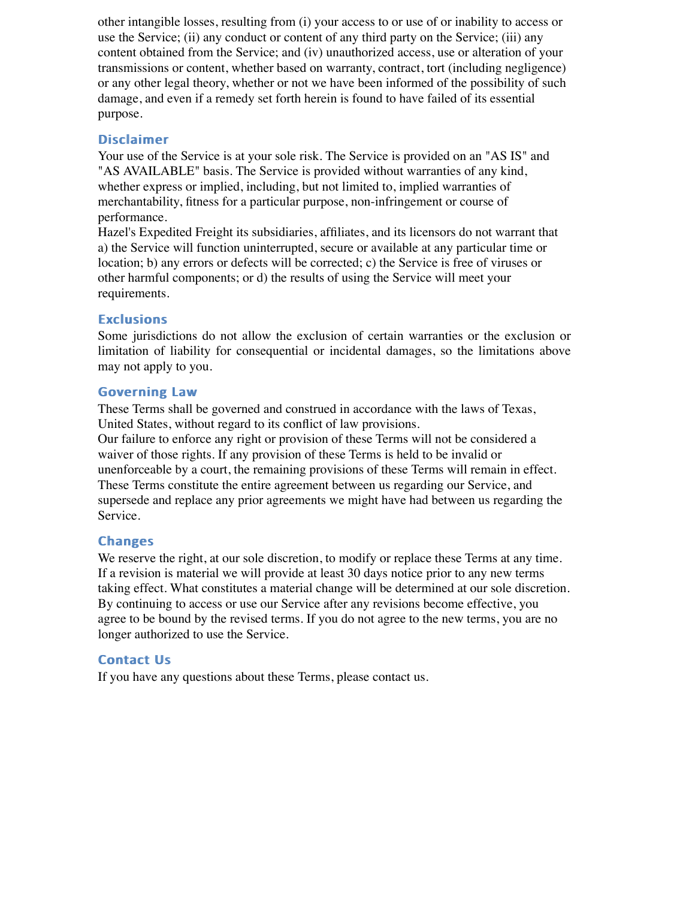other intangible losses, resulting from (i) your access to or use of or inability to access or use the Service; (ii) any conduct or content of any third party on the Service; (iii) any content obtained from the Service; and (iv) unauthorized access, use or alteration of your transmissions or content, whether based on warranty, contract, tort (including negligence) or any other legal theory, whether or not we have been informed of the possibility of such damage, and even if a remedy set forth herein is found to have failed of its essential purpose.

## Disclaimer

Your use of the Service is at your sole risk. The Service is provided on an "AS IS" and "AS AVAILABLE" basis. The Service is provided without warranties of any kind, whether express or implied, including, but not limited to, implied warranties of merchantability, fitness for a particular purpose, non-infringement or course of performance.

Hazel's Expedited Freight its subsidiaries, affiliates, and its licensors do not warrant that a) the Service will function uninterrupted, secure or available at any particular time or location; b) any errors or defects will be corrected; c) the Service is free of viruses or other harmful components; or d) the results of using the Service will meet your requirements.

## Exclusions

Some jurisdictions do not allow the exclusion of certain warranties or the exclusion or limitation of liability for consequential or incidental damages, so the limitations above may not apply to you.

## Governing Law

These Terms shall be governed and construed in accordance with the laws of Texas, United States, without regard to its conflict of law provisions.

Our failure to enforce any right or provision of these Terms will not be considered a waiver of those rights. If any provision of these Terms is held to be invalid or unenforceable by a court, the remaining provisions of these Terms will remain in effect. These Terms constitute the entire agreement between us regarding our Service, and supersede and replace any prior agreements we might have had between us regarding the Service.

## Changes

We reserve the right, at our sole discretion, to modify or replace these Terms at any time. If a revision is material we will provide at least 30 days notice prior to any new terms taking effect. What constitutes a material change will be determined at our sole discretion. By continuing to access or use our Service after any revisions become effective, you agree to be bound by the revised terms. If you do not agree to the new terms, you are no longer authorized to use the Service.

## Contact Us

If you have any questions about these Terms, please contact us.